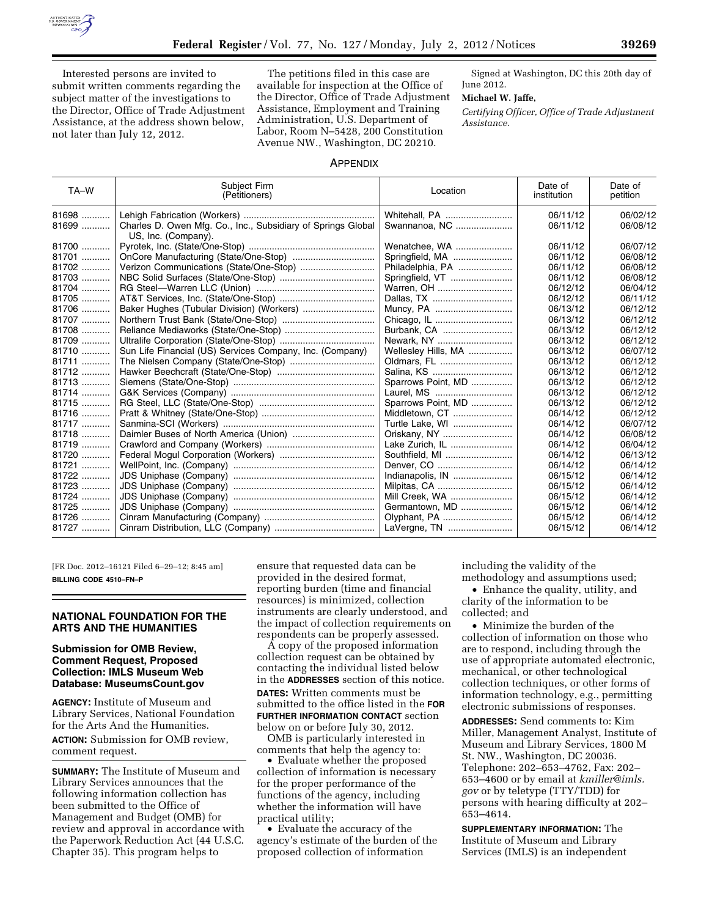Interested persons are invited to submit written comments regarding the subject matter of the investigations to the Director, Office of Trade Adjustment Assistance, at the address shown below, not later than July 12, 2012.

The petitions filed in this case are available for inspection at the Office of the Director, Office of Trade Adjustment Assistance, Employment and Training Administration, U.S. Department of Labor, Room N–5428, 200 Constitution Avenue NW., Washington, DC 20210.

Signed at Washington, DC this 20th day of June 2012.

**Michael W. Jaffe,**

*Certifying Officer, Office of Trade Adjustment Assistance.*

APPENDIX

| TA–W | Subject Firm (Petitioners) | Location | Date of institution | Date of petition |
|---|---|---|---|---|
| 81698 | Lehigh Fabrication (Workers) | Whitehall, PA | 06/11/12 | 06/02/12 |
| 81699 | Charles D. Owen Mfg. Co., Inc., Subsidiary of Springs Global US, Inc. (Company). | Swannanoa, NC | 06/11/12 | 06/08/12 |
| 81700 | Pyrotek, Inc. (State/One-Stop) | Wenatchee, WA | 06/11/12 | 06/07/12 |
| 81701 | OnCore Manufacturing (State/One-Stop) | Springfield, MA | 06/11/12 | 06/08/12 |
| 81702 | Verizon Communications (State/One-Stop) | Philadelphia, PA | 06/11/12 | 06/08/12 |
| 81703 | NBC Solid Surfaces (State/One-Stop) | Springfield, VT | 06/11/12 | 06/08/12 |
| 81704 | RG Steel—Warren LLC (Union) | Warren, OH | 06/12/12 | 06/04/12 |
| 81705 | AT&T Services, Inc. (State/One-Stop) | Dallas, TX | 06/12/12 | 06/11/12 |
| 81706 | Baker Hughes (Tubular Division) (Workers) | Muncy, PA | 06/13/12 | 06/12/12 |
| 81707 | Northern Trust Bank (State/One-Stop) | Chicago, IL | 06/13/12 | 06/12/12 |
| 81708 | Reliance Mediaworks (State/One-Stop) | Burbank, CA | 06/13/12 | 06/12/12 |
| 81709 | Ultralife Corporation (State/One-Stop) | Newark, NY | 06/13/12 | 06/12/12 |
| 81710 | Sun Life Financial (US) Services Company, Inc. (Company) | Wellesley Hills, MA | 06/13/12 | 06/07/12 |
| 81711 | The Nielsen Company (State/One-Stop) | Oldmars, FL | 06/13/12 | 06/12/12 |
| 81712 | Hawker Beechcraft (State/One-Stop) | Salina, KS | 06/13/12 | 06/12/12 |
| 81713 | Siemens (State/One-Stop) | Sparrows Point, MD | 06/13/12 | 06/12/12 |
| 81714 | G&K Services (Company) | Laurel, MS | 06/13/12 | 06/12/12 |
| 81715 | RG Steel, LLC (State/One-Stop) | Sparrows Point, MD | 06/13/12 | 06/12/12 |
| 81716 | Pratt & Whitney (State/One-Stop) | Middletown, CT | 06/14/12 | 06/12/12 |
| 81717 | Sanmina-SCI (Workers) | Turtle Lake, WI | 06/14/12 | 06/07/12 |
| 81718 | Daimler Buses of North America (Union) | Oriskany, NY | 06/14/12 | 06/08/12 |
| 81719 | Crawford and Company (Workers) | Lake Zurich, IL | 06/14/12 | 06/04/12 |
| 81720 | Federal Mogul Corporation (Workers) | Southfield, MI | 06/14/12 | 06/13/12 |
| 81721 | WellPoint, Inc. (Company) | Denver, CO | 06/14/12 | 06/14/12 |
| 81722 | JDS Uniphase (Company) | Indianapolis, IN | 06/15/12 | 06/14/12 |
| 81723 | JDS Uniphase (Company) | Milpitas, CA | 06/15/12 | 06/14/12 |
| 81724 | JDS Uniphase (Company) | Mill Creek, WA | 06/15/12 | 06/14/12 |
| 81725 | JDS Uniphase (Company) | Germantown, MD | 06/15/12 | 06/14/12 |
| 81726 | Cinram Manufacturing (Company) | Olyphant, PA | 06/15/12 | 06/14/12 |
| 81727 | Cinram Distribution, LLC (Company) | LaVergne, TN | 06/15/12 | 06/14/12 |

[FR Doc. 2012–16121 Filed 6–29–12; 8:45 am]

**BILLING CODE 4510–FN–P**

## NATIONAL FOUNDATION FOR THE ARTS AND THE HUMANITIES

### Submission for OMB Review, Comment Request, Proposed Collection: IMLS Museum Web Database: MuseumsCount.gov

**AGENCY:** Institute of Museum and Library Services, National Foundation for the Arts And the Humanities.

**ACTION:** Submission for OMB review, comment request.

**SUMMARY:** The Institute of Museum and Library Services announces that the following information collection has been submitted to the Office of Management and Budget (OMB) for review and approval in accordance with the Paperwork Reduction Act (44 U.S.C. Chapter 35). This program helps to ensure that requested data can be provided in the desired format, reporting burden (time and financial resources) is minimized, collection instruments are clearly understood, and the impact of collection requirements on respondents can be properly assessed.

A copy of the proposed information collection request can be obtained by contacting the individual listed below in the **ADDRESSES** section of this notice.

**DATES:** Written comments must be submitted to the office listed in the **FOR FURTHER INFORMATION CONTACT** section below on or before July 30, 2012.

OMB is particularly interested in comments that help the agency to:

- Evaluate whether the proposed collection of information is necessary for the proper performance of the functions of the agency, including whether the information will have practical utility;
- Evaluate the accuracy of the agency's estimate of the burden of the proposed collection of information including the validity of the methodology and assumptions used;
- Enhance the quality, utility, and clarity of the information to be collected; and
- Minimize the burden of the collection of information on those who are to respond, including through the use of appropriate automated electronic, mechanical, or other technological collection techniques, or other forms of information technology, e.g., permitting electronic submissions of responses.

**ADDRESSES:** Send comments to: Kim Miller, Management Analyst, Institute of Museum and Library Services, 1800 M St. NW., Washington, DC 20036. Telephone: 202–653–4762, Fax: 202–653–4600 or by email at *kmiller@imls.gov* or by teletype (TTY/TDD) for persons with hearing difficulty at 202–653–4614.

**SUPPLEMENTARY INFORMATION:** The Institute of Museum and Library Services (IMLS) is an independent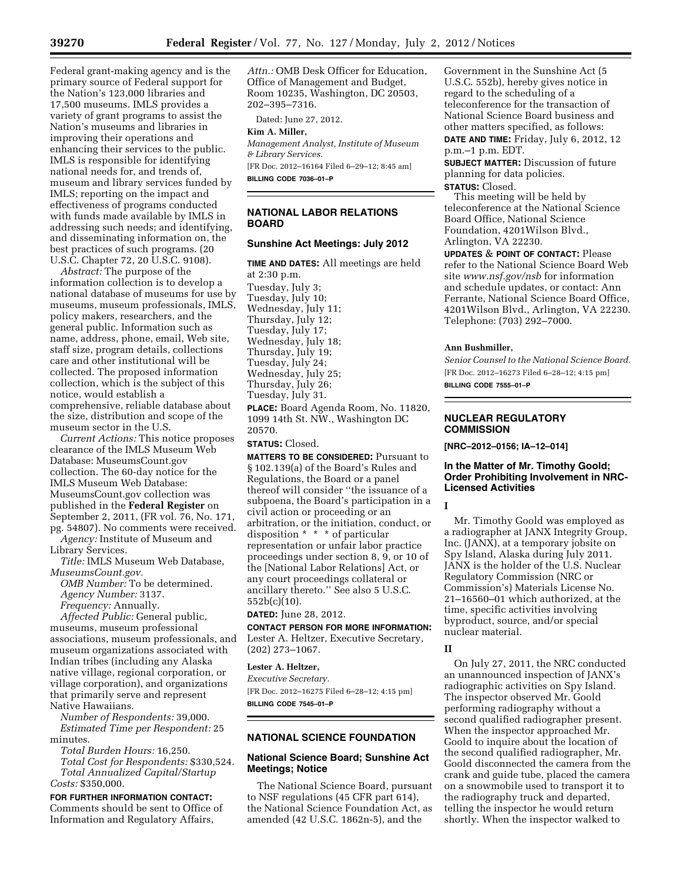Federal grant-making agency and is the primary source of Federal support for the Nation's 123,000 libraries and 17,500 museums. IMLS provides a variety of grant programs to assist the Nation's museums and libraries in improving their operations and enhancing their services to the public. IMLS is responsible for identifying national needs for, and trends of, museum and library services funded by IMLS; reporting on the impact and effectiveness of programs conducted with funds made available by IMLS in addressing such needs; and identifying, and disseminating information on, the best practices of such programs. (20 U.S.C. Chapter 72, 20 U.S.C. 9108).

*Abstract:* The purpose of the information collection is to develop a national database of museums for use by museums, museum professionals, IMLS, policy makers, researchers, and the general public. Information such as name, address, phone, email, Web site, staff size, program details, collections care and other institutional will be collected. The proposed information collection, which is the subject of this notice, would establish a comprehensive, reliable database about the size, distribution and scope of the museum sector in the U.S.

*Current Actions:* This notice proposes clearance of the IMLS Museum Web Database: MuseumsCount.gov collection. The 60-day notice for the IMLS Museum Web Database: MuseumsCount.gov collection was published in the **Federal Register** on September 2, 2011, (FR vol. 76, No. 171, pg. 54807). No comments were received.

*Agency:* Institute of Museum and Library Services.

*Title:* IMLS Museum Web Database, *MuseumsCount.gov.*

*OMB Number:* To be determined.

*Agency Number:* 3137.

*Frequency:* Annually.

*Affected Public:* General public, museums, museum professional associations, museum professionals, and museum organizations associated with Indian tribes (including any Alaska native village, regional corporation, or village corporation), and organizations that primarily serve and represent Native Hawaiians.

*Number of Respondents:* 39,000.

*Estimated Time per Respondent:* 25 minutes.

*Total Burden Hours:* 16,250.

*Total Cost for Respondents:* $330,524.

*Total Annualized Capital/Startup Costs:* $350,000.

**FOR FURTHER INFORMATION CONTACT:** Comments should be sent to Office of Information and Regulatory Affairs, *Attn.:* OMB Desk Officer for Education, Office of Management and Budget, Room 10235, Washington, DC 20503, 202–395–7316.

Dated: June 27, 2012.

**Kim A. Miller,**

*Management Analyst, Institute of Museum & Library Services.*

[FR Doc. 2012–16164 Filed 6–29–12; 8:45 am]

**BILLING CODE 7036–01–P**

## NATIONAL LABOR RELATIONS BOARD

### Sunshine Act Meetings: July 2012

**TIME AND DATES:** All meetings are held at 2:30 p.m.

Tuesday, July 3;
Tuesday, July 10;
Wednesday, July 11;
Thursday, July 12;
Tuesday, July 17;
Wednesday, July 18;
Thursday, July 19;
Tuesday, July 24;
Wednesday, July 25;
Thursday, July 26;
Tuesday, July 31.

**PLACE:** Board Agenda Room, No. 11820, 1099 14th St. NW., Washington DC 20570.

**STATUS:** Closed.

**MATTERS TO BE CONSIDERED:** Pursuant to § 102.139(a) of the Board's Rules and Regulations, the Board or a panel thereof will consider ''the issuance of a subpoena, the Board's participation in a civil action or proceeding or an arbitration, or the initiation, conduct, or disposition * * * of particular representation or unfair labor practice proceedings under section 8, 9, or 10 of the [National Labor Relations] Act, or any court proceedings collateral or ancillary thereto.'' See also 5 U.S.C. 552b(c)(10).

**DATED:** June 28, 2012.

**CONTACT PERSON FOR MORE INFORMATION:** Lester A. Heltzer, Executive Secretary, (202) 273–1067.

**Lester A. Heltzer,**

*Executive Secretary.*

[FR Doc. 2012–16275 Filed 6–28–12; 4:15 pm]

**BILLING CODE 7545–01–P**

## NATIONAL SCIENCE FOUNDATION

### National Science Board; Sunshine Act Meetings; Notice

The National Science Board, pursuant to NSF regulations (45 CFR part 614), the National Science Foundation Act, as amended (42 U.S.C. 1862n-5), and the Government in the Sunshine Act (5 U.S.C. 552b), hereby gives notice in regard to the scheduling of a teleconference for the transaction of National Science Board business and other matters specified, as follows:

**DATE AND TIME:** Friday, July 6, 2012, 12 p.m.–1 p.m. EDT.

**SUBJECT MATTER:** Discussion of future planning for data policies.

**STATUS:** Closed.

This meeting will be held by teleconference at the National Science Board Office, National Science Foundation, 4201Wilson Blvd., Arlington, VA 22230.

**UPDATES & POINT OF CONTACT:** Please refer to the National Science Board Web site *www.nsf.gov/nsb* for information and schedule updates, or contact: Ann Ferrante, National Science Board Office, 4201Wilson Blvd., Arlington, VA 22230. Telephone: (703) 292–7000.

**Ann Bushmiller,**

*Senior Counsel to the National Science Board.*

[FR Doc. 2012–16273 Filed 6–28–12; 4:15 pm]

**BILLING CODE 7555–01–P**

## NUCLEAR REGULATORY COMMISSION

**[NRC–2012–0156; IA–12–014]**

### In the Matter of Mr. Timothy Goold; Order Prohibiting Involvement in NRC-Licensed Activities

**I**

Mr. Timothy Goold was employed as a radiographer at JANX Integrity Group, Inc. (JANX), at a temporary jobsite on Spy Island, Alaska during July 2011. JANX is the holder of the U.S. Nuclear Regulatory Commission (NRC or Commission's) Materials License No. 21–16560–01 which authorized, at the time, specific activities involving byproduct, source, and/or special nuclear material.

**II**

On July 27, 2011, the NRC conducted an unannounced inspection of JANX's radiographic activities on Spy Island. The inspector observed Mr. Goold performing radiography without a second qualified radiographer present. When the inspector approached Mr. Goold to inquire about the location of the second qualified radiographer, Mr. Goold disconnected the camera from the crank and guide tube, placed the camera on a snowmobile used to transport it to the radiography truck and departed, telling the inspector he would return shortly. When the inspector walked to